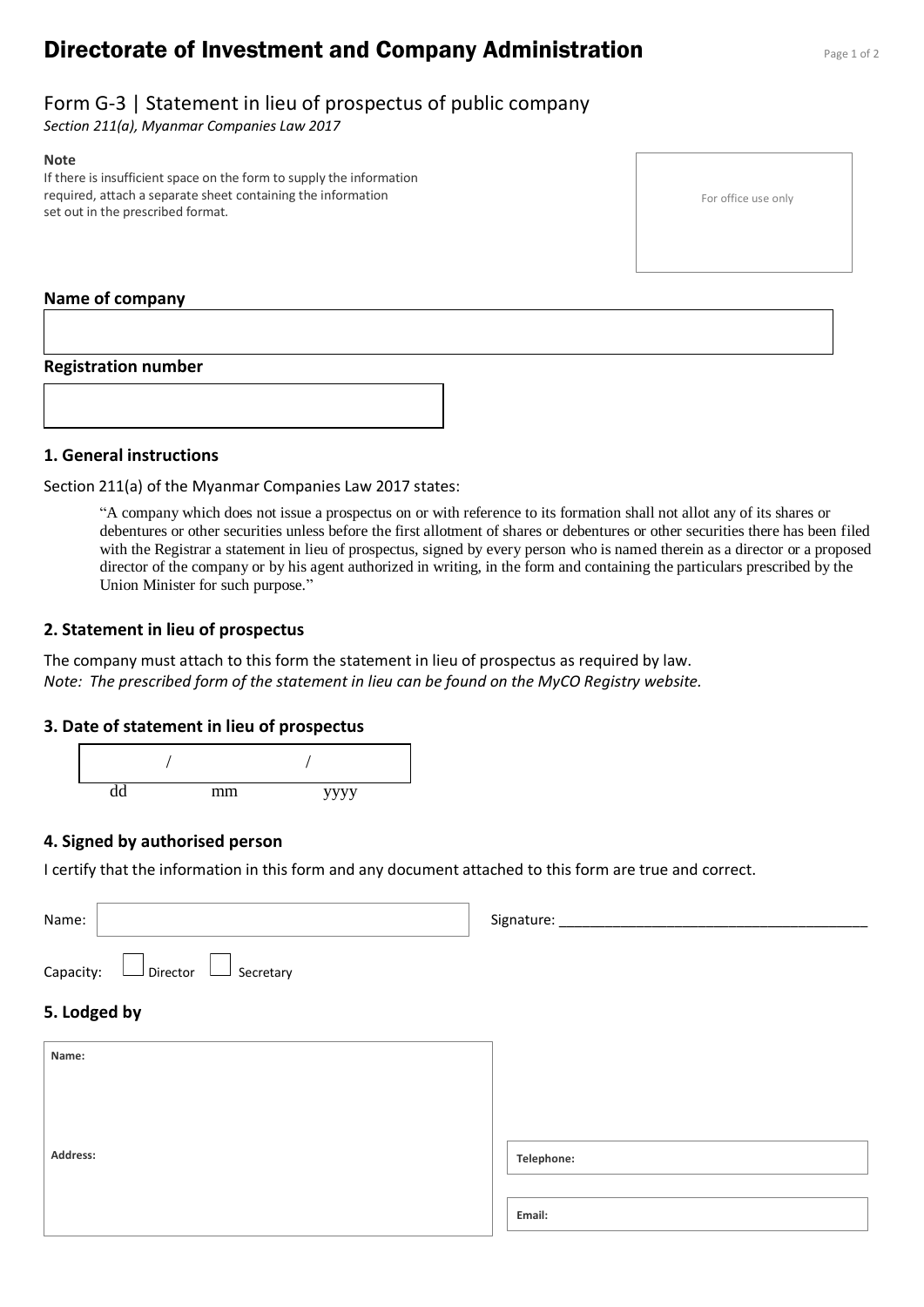# Directorate of Investment and Company Administration

## Form G-3 | Statement in lieu of prospectus of public company

*Section 211(a), Myanmar Companies Law 2017*

**Note**

If there is insufficient space on the form to supply the information required, attach a separate sheet containing the information set out in the prescribed format.

For office use only

**Name of company**

**Registration number**

### 1. General instructions

Section 211(a) of the Myanmar Companies Law 2017 states:

> "A company which does not issue a prospectus on or with reference to its formation shall not allot any of its shares or debentures or other securities unless before the first allotment of shares or debentures or other securities there has been filed with the Registrar a statement in lieu of prospectus, signed by every person who is named therein as a director or a proposed director of the company or by his agent authorized in writing, in the form and containing the particulars prescribed by the Union Minister for such purpose."

### 2. Statement in lieu of prospectus

The company must attach to this form the statement in lieu of prospectus as required by law.

*Note: The prescribed form of the statement in lieu can be found on the MyCO Registry website.*

### 3. Date of statement in lieu of prospectus

/ /

dd mm yyyy

### 4. Signed by authorised person

I certify that the information in this form and any document attached to this form are true and correct.

Name: Signature: ______________________________________

Capacity: ☐ Director ☐ Secretary

### 5. Lodged by

**Name:**

**Address:**

**Telephone:**

**Email:**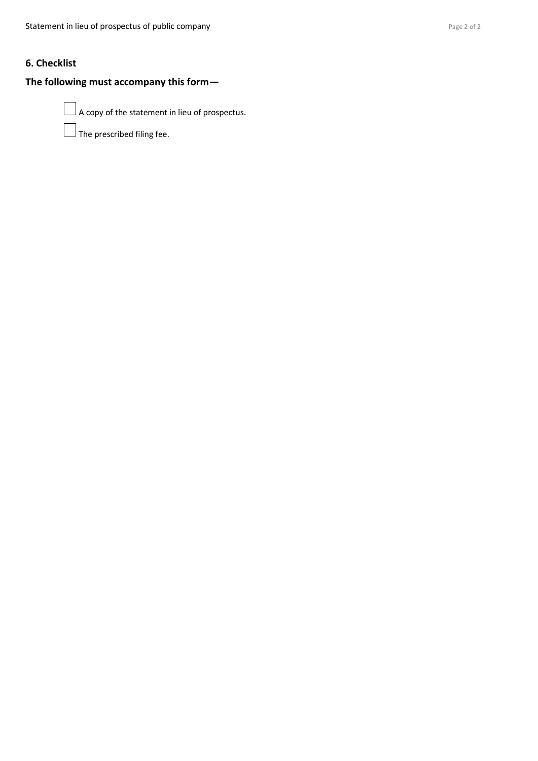## 6. Checklist

## The following must accompany this form—

- [ ] A copy of the statement in lieu of prospectus.
- [ ] The prescribed filing fee.